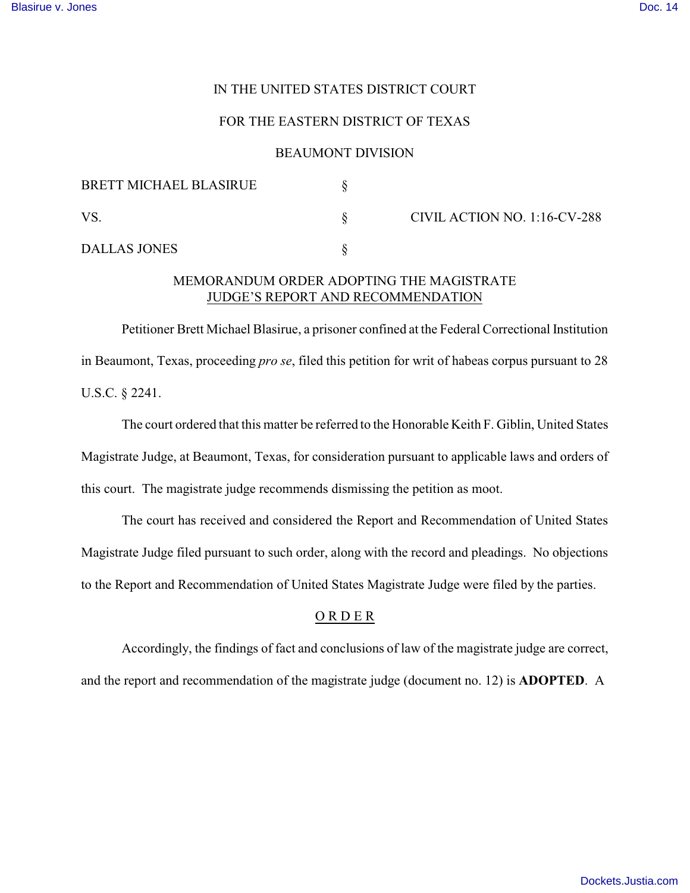IN THE UNITED STATES DISTRICT COURT

FOR THE EASTERN DISTRICT OF TEXAS

BEAUMONT DIVISION

| | | |
|---|---|---|
| BRETT MICHAEL BLASIRUE | § | |
| VS. | § | CIVIL ACTION NO. 1:16-CV-288 |
| DALLAS JONES | § | |

MEMORANDUM ORDER ADOPTING THE MAGISTRATE JUDGE'S REPORT AND RECOMMENDATION

Petitioner Brett Michael Blasirue, a prisoner confined at the Federal Correctional Institution in Beaumont, Texas, proceeding *pro se*, filed this petition for writ of habeas corpus pursuant to 28 U.S.C. § 2241.

The court ordered that this matter be referred to the Honorable Keith F. Giblin, United States Magistrate Judge, at Beaumont, Texas, for consideration pursuant to applicable laws and orders of this court. The magistrate judge recommends dismissing the petition as moot.

The court has received and considered the Report and Recommendation of United States Magistrate Judge filed pursuant to such order, along with the record and pleadings. No objections to the Report and Recommendation of United States Magistrate Judge were filed by the parties.

O R D E R

Accordingly, the findings of fact and conclusions of law of the magistrate judge are correct, and the report and recommendation of the magistrate judge (document no. 12) is **ADOPTED**. A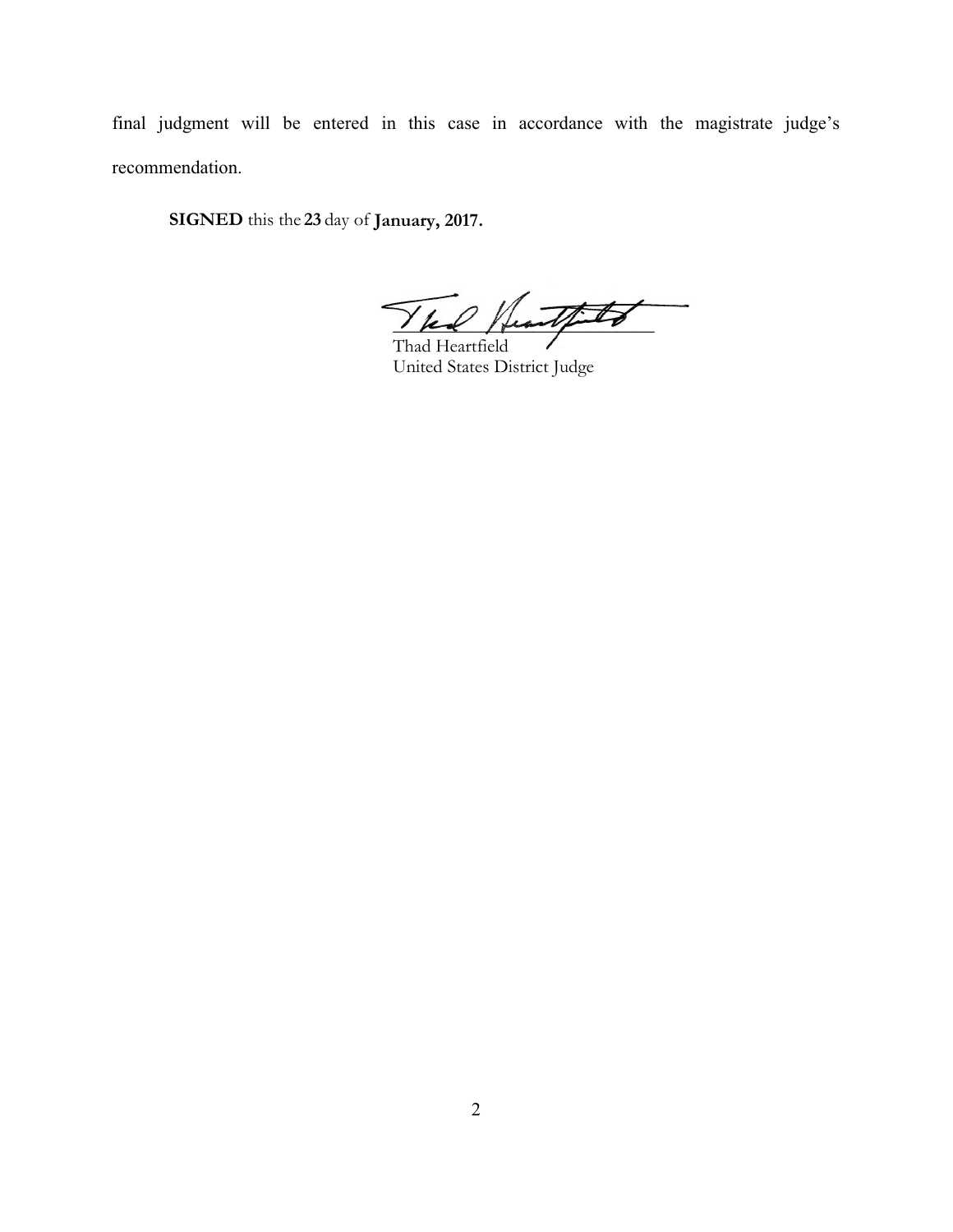final judgment will be entered in this case in accordance with the magistrate judge's recommendation.

**SIGNED** this the **23** day of **January, 2017.**

Thad Heartfield
United States District Judge